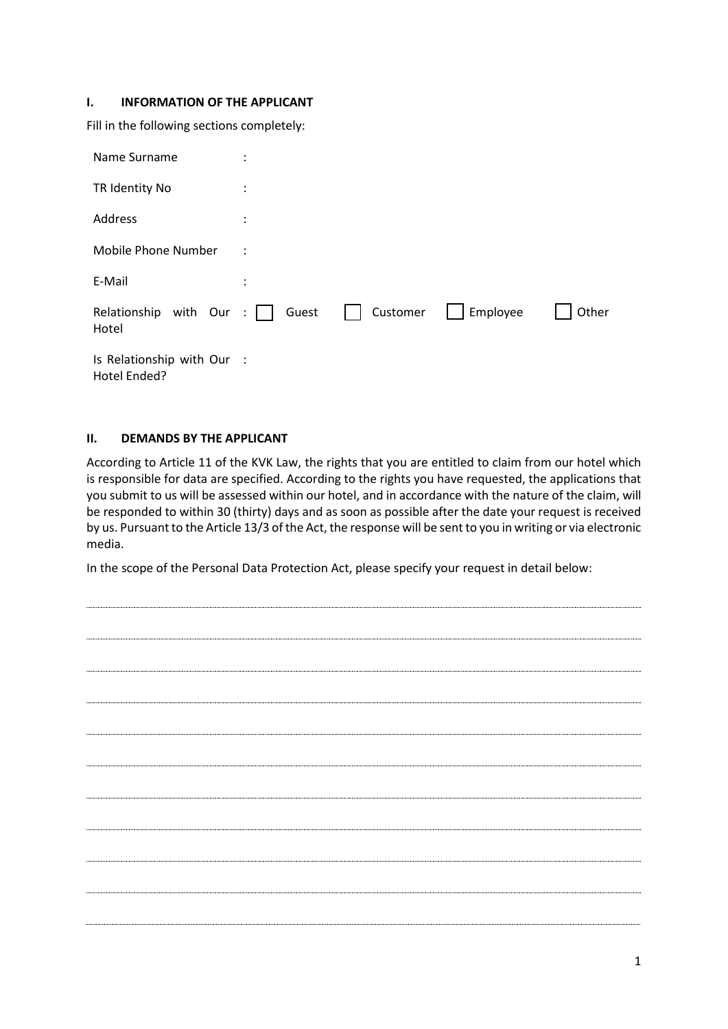## I. INFORMATION OF THE APPLICANT

Fill in the following sections completely:

| | |
|---|---|
| Name Surname | : |
| TR Identity No | : |
| Address | : |
| Mobile Phone Number | : |
| E-Mail | : |
| Relationship with Our Hotel | : ☐ Guest ☐ Customer ☐ Employee ☐ Other |
| Is Relationship with Our Hotel Ended? | : |

## II. DEMANDS BY THE APPLICANT

According to Article 11 of the KVK Law, the rights that you are entitled to claim from our hotel which is responsible for data are specified. According to the rights you have requested, the applications that you submit to us will be assessed within our hotel, and in accordance with the nature of the claim, will be responded to within 30 (thirty) days and as soon as possible after the date your request is received by us. Pursuant to the Article 13/3 of the Act, the response will be sent to you in writing or via electronic media.

In the scope of the Personal Data Protection Act, please specify your request in detail below:

.......................................................................................................................................

.......................................................................................................................................

.......................................................................................................................................

.......................................................................................................................................

.......................................................................................................................................

.......................................................................................................................................

.......................................................................................................................................

.......................................................................................................................................

.......................................................................................................................................

.......................................................................................................................................

.......................................................................................................................................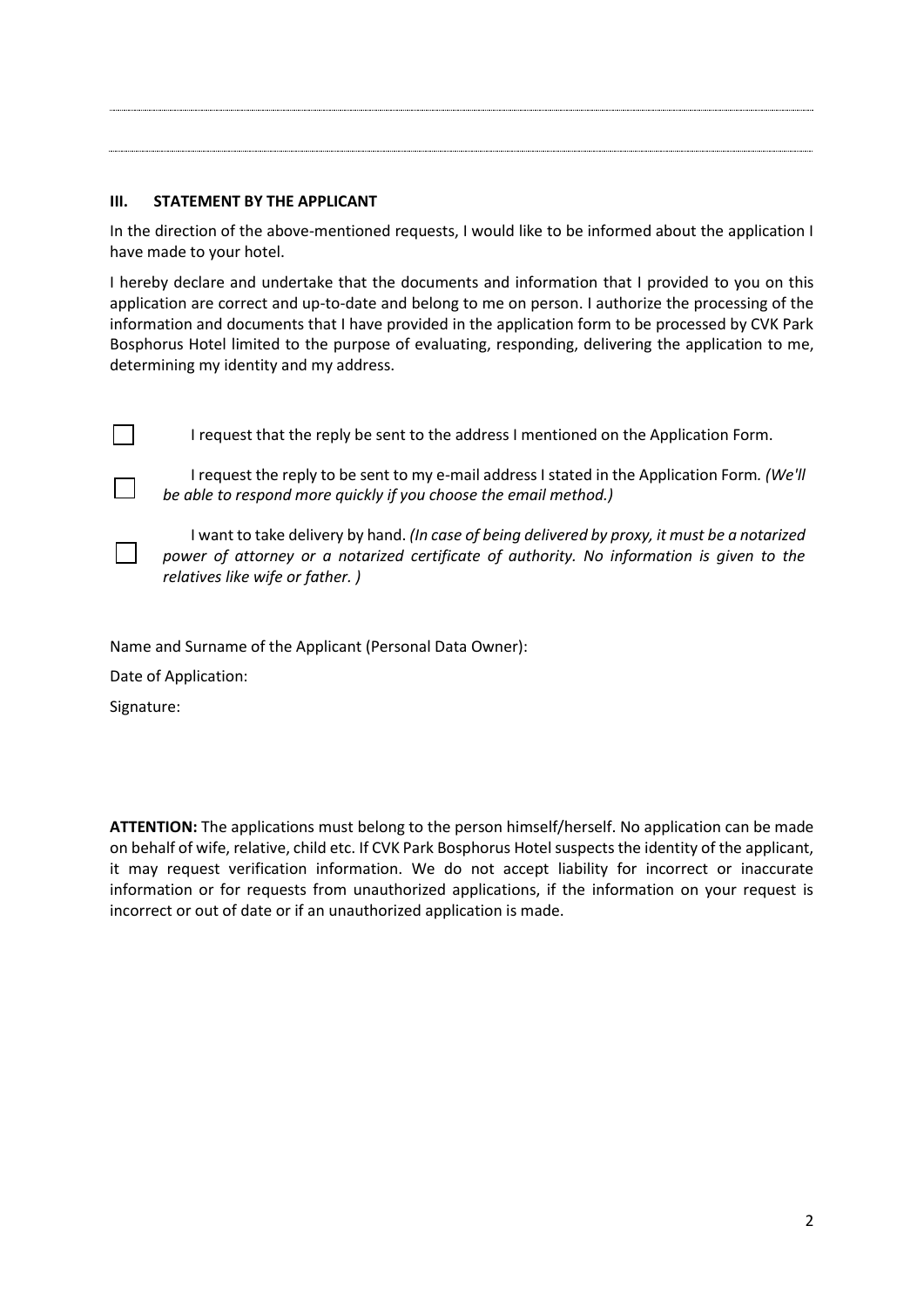## III. STATEMENT BY THE APPLICANT

In the direction of the above-mentioned requests, I would like to be informed about the application I have made to your hotel.

I hereby declare and undertake that the documents and information that I provided to you on this application are correct and up-to-date and belong to me on person. I authorize the processing of the information and documents that I have provided in the application form to be processed by CVK Park Bosphorus Hotel limited to the purpose of evaluating, responding, delivering the application to me, determining my identity and my address.

☐ I request that the reply be sent to the address I mentioned on the Application Form.

☐ I request the reply to be sent to my e-mail address I stated in the Application Form. *(We'll be able to respond more quickly if you choose the email method.)*

☐ I want to take delivery by hand. *(In case of being delivered by proxy, it must be a notarized power of attorney or a notarized certificate of authority. No information is given to the relatives like wife or father. )*

Name and Surname of the Applicant (Personal Data Owner):

Date of Application:

Signature:

**ATTENTION:** The applications must belong to the person himself/herself. No application can be made on behalf of wife, relative, child etc. If CVK Park Bosphorus Hotel suspects the identity of the applicant, it may request verification information. We do not accept liability for incorrect or inaccurate information or for requests from unauthorized applications, if the information on your request is incorrect or out of date or if an unauthorized application is made.